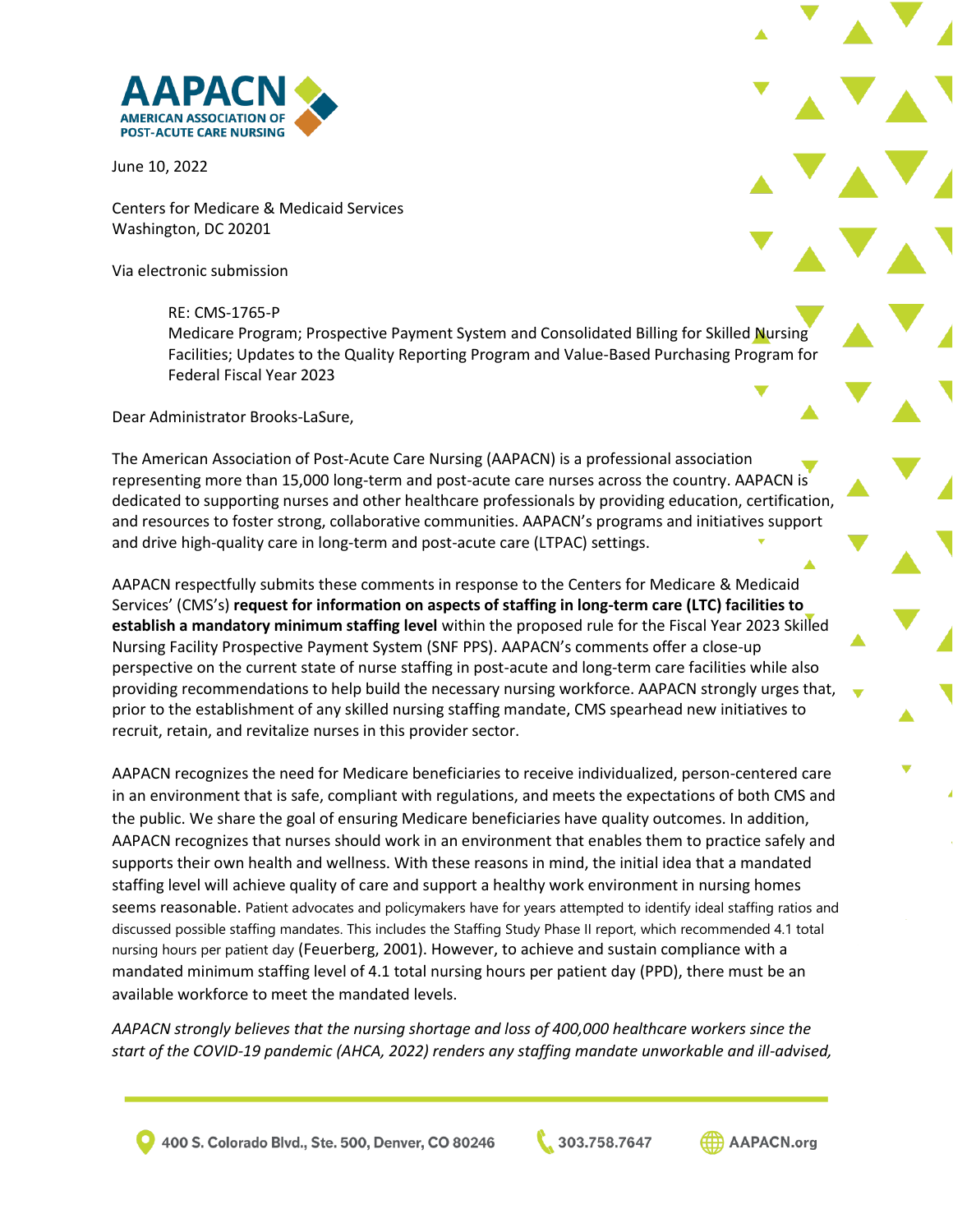June 10, 2022

Centers for Medicare & Medicaid Services
Washington, DC 20201

Via electronic submission

RE: CMS-1765-P
Medicare Program; Prospective Payment System and Consolidated Billing for Skilled Nursing Facilities; Updates to the Quality Reporting Program and Value-Based Purchasing Program for Federal Fiscal Year 2023

Dear Administrator Brooks-LaSure,

The American Association of Post-Acute Care Nursing (AAPACN) is a professional association representing more than 15,000 long-term and post-acute care nurses across the country. AAPACN is dedicated to supporting nurses and other healthcare professionals by providing education, certification, and resources to foster strong, collaborative communities. AAPACN's programs and initiatives support and drive high-quality care in long-term and post-acute care (LTPAC) settings.

AAPACN respectfully submits these comments in response to the Centers for Medicare & Medicaid Services' (CMS's) **request for information on aspects of staffing in long-term care (LTC) facilities to establish a mandatory minimum staffing level** within the proposed rule for the Fiscal Year 2023 Skilled Nursing Facility Prospective Payment System (SNF PPS). AAPACN's comments offer a close-up perspective on the current state of nurse staffing in post-acute and long-term care facilities while also providing recommendations to help build the necessary nursing workforce. AAPACN strongly urges that, prior to the establishment of any skilled nursing staffing mandate, CMS spearhead new initiatives to recruit, retain, and revitalize nurses in this provider sector.

AAPACN recognizes the need for Medicare beneficiaries to receive individualized, person-centered care in an environment that is safe, compliant with regulations, and meets the expectations of both CMS and the public. We share the goal of ensuring Medicare beneficiaries have quality outcomes. In addition, AAPACN recognizes that nurses should work in an environment that enables them to practice safely and supports their own health and wellness. With these reasons in mind, the initial idea that a mandated staffing level will achieve quality of care and support a healthy work environment in nursing homes seems reasonable. Patient advocates and policymakers have for years attempted to identify ideal staffing ratios and discussed possible staffing mandates. This includes the Staffing Study Phase II report, which recommended 4.1 total nursing hours per patient day (Feuerberg, 2001). However, to achieve and sustain compliance with a mandated minimum staffing level of 4.1 total nursing hours per patient day (PPD), there must be an available workforce to meet the mandated levels.

*AAPACN strongly believes that the nursing shortage and loss of 400,000 healthcare workers since the start of the COVID-19 pandemic (AHCA, 2022) renders any staffing mandate unworkable and ill-advised,*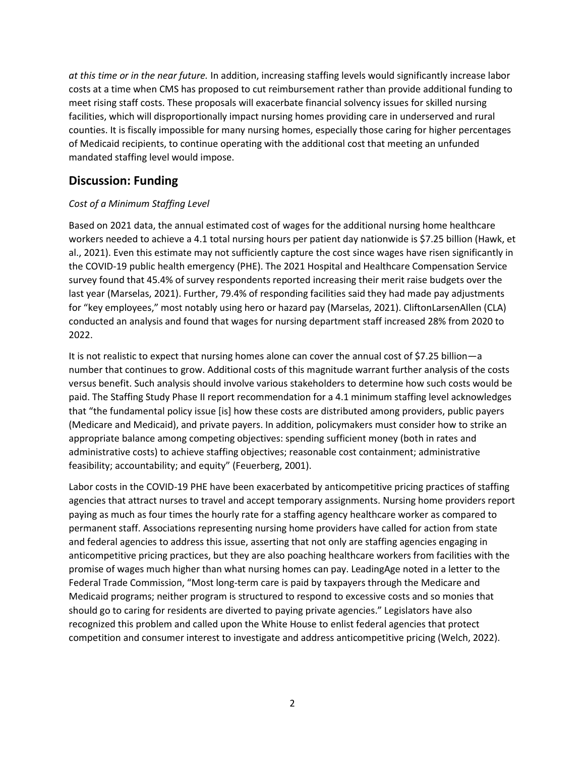*at this time or in the near future.* In addition, increasing staffing levels would significantly increase labor costs at a time when CMS has proposed to cut reimbursement rather than provide additional funding to meet rising staff costs. These proposals will exacerbate financial solvency issues for skilled nursing facilities, which will disproportionally impact nursing homes providing care in underserved and rural counties. It is fiscally impossible for many nursing homes, especially those caring for higher percentages of Medicaid recipients, to continue operating with the additional cost that meeting an unfunded mandated staffing level would impose.

## Discussion: Funding

*Cost of a Minimum Staffing Level*

Based on 2021 data, the annual estimated cost of wages for the additional nursing home healthcare workers needed to achieve a 4.1 total nursing hours per patient day nationwide is $7.25 billion (Hawk, et al., 2021). Even this estimate may not sufficiently capture the cost since wages have risen significantly in the COVID-19 public health emergency (PHE). The 2021 Hospital and Healthcare Compensation Service survey found that 45.4% of survey respondents reported increasing their merit raise budgets over the last year (Marselas, 2021). Further, 79.4% of responding facilities said they had made pay adjustments for "key employees," most notably using hero or hazard pay (Marselas, 2021). CliftonLarsenAllen (CLA) conducted an analysis and found that wages for nursing department staff increased 28% from 2020 to 2022.

It is not realistic to expect that nursing homes alone can cover the annual cost of $7.25 billion—a number that continues to grow. Additional costs of this magnitude warrant further analysis of the costs versus benefit. Such analysis should involve various stakeholders to determine how such costs would be paid. The Staffing Study Phase II report recommendation for a 4.1 minimum staffing level acknowledges that "the fundamental policy issue [is] how these costs are distributed among providers, public payers (Medicare and Medicaid), and private payers. In addition, policymakers must consider how to strike an appropriate balance among competing objectives: spending sufficient money (both in rates and administrative costs) to achieve staffing objectives; reasonable cost containment; administrative feasibility; accountability; and equity" (Feuerberg, 2001).

Labor costs in the COVID-19 PHE have been exacerbated by anticompetitive pricing practices of staffing agencies that attract nurses to travel and accept temporary assignments. Nursing home providers report paying as much as four times the hourly rate for a staffing agency healthcare worker as compared to permanent staff. Associations representing nursing home providers have called for action from state and federal agencies to address this issue, asserting that not only are staffing agencies engaging in anticompetitive pricing practices, but they are also poaching healthcare workers from facilities with the promise of wages much higher than what nursing homes can pay. LeadingAge noted in a letter to the Federal Trade Commission, "Most long-term care is paid by taxpayers through the Medicare and Medicaid programs; neither program is structured to respond to excessive costs and so monies that should go to caring for residents are diverted to paying private agencies." Legislators have also recognized this problem and called upon the White House to enlist federal agencies that protect competition and consumer interest to investigate and address anticompetitive pricing (Welch, 2022).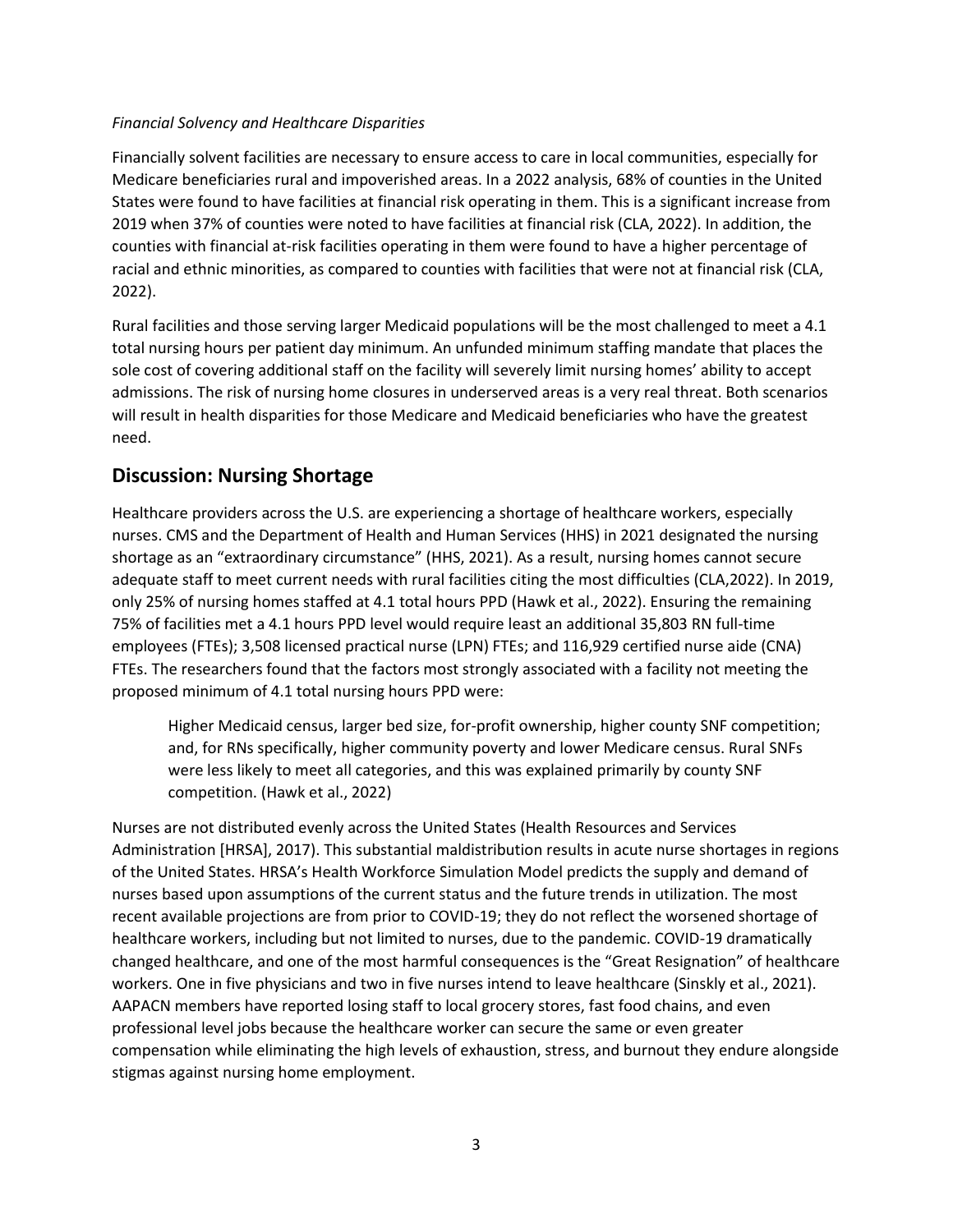*Financial Solvency and Healthcare Disparities*

Financially solvent facilities are necessary to ensure access to care in local communities, especially for Medicare beneficiaries rural and impoverished areas. In a 2022 analysis, 68% of counties in the United States were found to have facilities at financial risk operating in them. This is a significant increase from 2019 when 37% of counties were noted to have facilities at financial risk (CLA, 2022). In addition, the counties with financial at-risk facilities operating in them were found to have a higher percentage of racial and ethnic minorities, as compared to counties with facilities that were not at financial risk (CLA, 2022).

Rural facilities and those serving larger Medicaid populations will be the most challenged to meet a 4.1 total nursing hours per patient day minimum. An unfunded minimum staffing mandate that places the sole cost of covering additional staff on the facility will severely limit nursing homes' ability to accept admissions. The risk of nursing home closures in underserved areas is a very real threat. Both scenarios will result in health disparities for those Medicare and Medicaid beneficiaries who have the greatest need.

## Discussion: Nursing Shortage

Healthcare providers across the U.S. are experiencing a shortage of healthcare workers, especially nurses. CMS and the Department of Health and Human Services (HHS) in 2021 designated the nursing shortage as an "extraordinary circumstance" (HHS, 2021). As a result, nursing homes cannot secure adequate staff to meet current needs with rural facilities citing the most difficulties (CLA,2022). In 2019, only 25% of nursing homes staffed at 4.1 total hours PPD (Hawk et al., 2022). Ensuring the remaining 75% of facilities met a 4.1 hours PPD level would require least an additional 35,803 RN full-time employees (FTEs); 3,508 licensed practical nurse (LPN) FTEs; and 116,929 certified nurse aide (CNA) FTEs. The researchers found that the factors most strongly associated with a facility not meeting the proposed minimum of 4.1 total nursing hours PPD were:

> Higher Medicaid census, larger bed size, for-profit ownership, higher county SNF competition; and, for RNs specifically, higher community poverty and lower Medicare census. Rural SNFs were less likely to meet all categories, and this was explained primarily by county SNF competition. (Hawk et al., 2022)

Nurses are not distributed evenly across the United States (Health Resources and Services Administration [HRSA], 2017). This substantial maldistribution results in acute nurse shortages in regions of the United States. HRSA's Health Workforce Simulation Model predicts the supply and demand of nurses based upon assumptions of the current status and the future trends in utilization. The most recent available projections are from prior to COVID-19; they do not reflect the worsened shortage of healthcare workers, including but not limited to nurses, due to the pandemic. COVID-19 dramatically changed healthcare, and one of the most harmful consequences is the "Great Resignation" of healthcare workers. One in five physicians and two in five nurses intend to leave healthcare (Sinskly et al., 2021). AAPACN members have reported losing staff to local grocery stores, fast food chains, and even professional level jobs because the healthcare worker can secure the same or even greater compensation while eliminating the high levels of exhaustion, stress, and burnout they endure alongside stigmas against nursing home employment.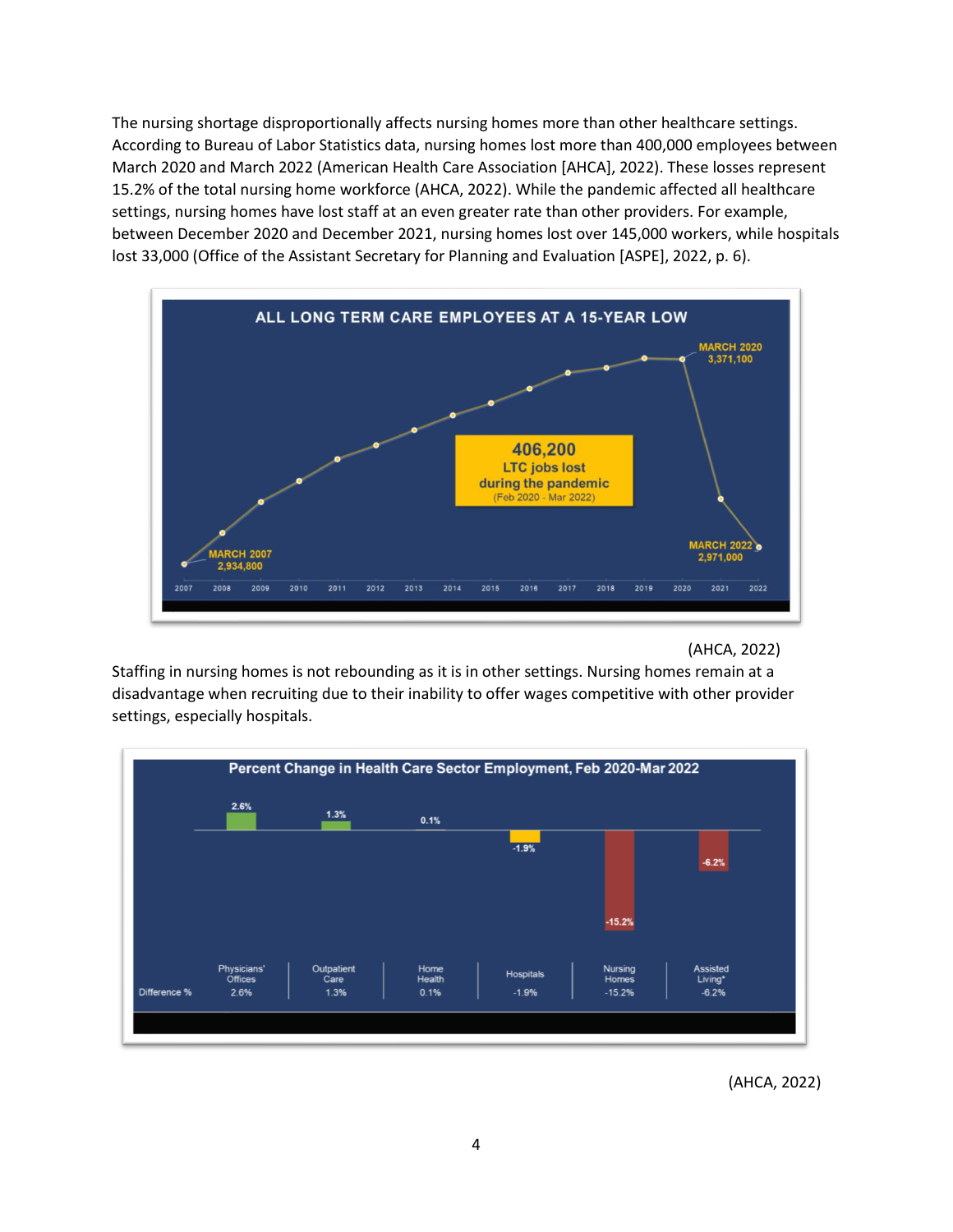The nursing shortage disproportionally affects nursing homes more than other healthcare settings. According to Bureau of Labor Statistics data, nursing homes lost more than 400,000 employees between March 2020 and March 2022 (American Health Care Association [AHCA], 2022). These losses represent 15.2% of the total nursing home workforce (AHCA, 2022). While the pandemic affected all healthcare settings, nursing homes have lost staff at an even greater rate than other providers. For example, between December 2020 and December 2021, nursing homes lost over 145,000 workers, while hospitals lost 33,000 (Office of the Assistant Secretary for Planning and Evaluation [ASPE], 2022, p. 6).

**ALL LONG TERM CARE EMPLOYEES AT A 15-YEAR LOW**

- MARCH 2007: 2,934,800
- MARCH 2020: 3,371,100
- MARCH 2022: 2,971,000
- 406,200 LTC jobs lost during the pandemic (Feb 2020 - Mar 2022)

(AHCA, 2022)

Staffing in nursing homes is not rebounding as it is in other settings. Nursing homes remain at a disadvantage when recruiting due to their inability to offer wages competitive with other provider settings, especially hospitals.

**Percent Change in Health Care Sector Employment, Feb 2020-Mar 2022**

| | Physicians' Offices | Outpatient Care | Home Health | Hospitals | Nursing Homes | Assisted Living* |
|---|---|---|---|---|---|---|
| Difference % | 2.6% | 1.3% | 0.1% | -1.9% | -15.2% | -6.2% |

(AHCA, 2022)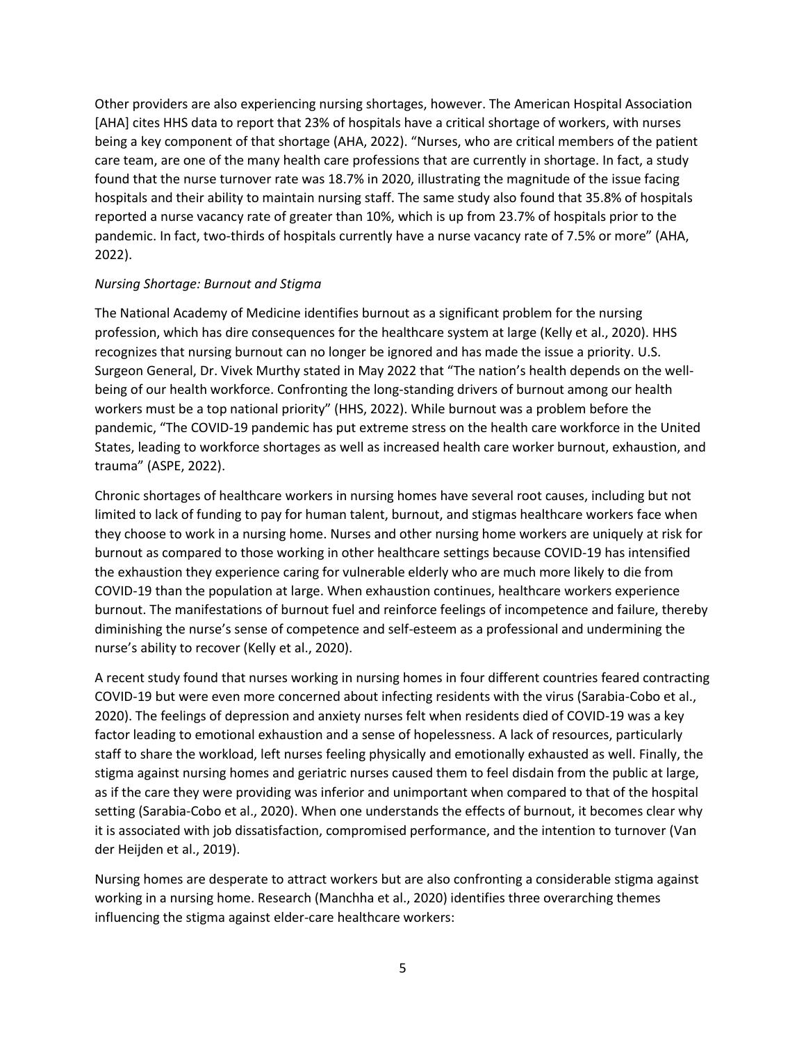Other providers are also experiencing nursing shortages, however. The American Hospital Association [AHA] cites HHS data to report that 23% of hospitals have a critical shortage of workers, with nurses being a key component of that shortage (AHA, 2022). "Nurses, who are critical members of the patient care team, are one of the many health care professions that are currently in shortage. In fact, a study found that the nurse turnover rate was 18.7% in 2020, illustrating the magnitude of the issue facing hospitals and their ability to maintain nursing staff. The same study also found that 35.8% of hospitals reported a nurse vacancy rate of greater than 10%, which is up from 23.7% of hospitals prior to the pandemic. In fact, two-thirds of hospitals currently have a nurse vacancy rate of 7.5% or more" (AHA, 2022).

*Nursing Shortage: Burnout and Stigma*

The National Academy of Medicine identifies burnout as a significant problem for the nursing profession, which has dire consequences for the healthcare system at large (Kelly et al., 2020). HHS recognizes that nursing burnout can no longer be ignored and has made the issue a priority. U.S. Surgeon General, Dr. Vivek Murthy stated in May 2022 that "The nation's health depends on the well-being of our health workforce. Confronting the long-standing drivers of burnout among our health workers must be a top national priority" (HHS, 2022). While burnout was a problem before the pandemic, "The COVID-19 pandemic has put extreme stress on the health care workforce in the United States, leading to workforce shortages as well as increased health care worker burnout, exhaustion, and trauma" (ASPE, 2022).

Chronic shortages of healthcare workers in nursing homes have several root causes, including but not limited to lack of funding to pay for human talent, burnout, and stigmas healthcare workers face when they choose to work in a nursing home. Nurses and other nursing home workers are uniquely at risk for burnout as compared to those working in other healthcare settings because COVID-19 has intensified the exhaustion they experience caring for vulnerable elderly who are much more likely to die from COVID-19 than the population at large. When exhaustion continues, healthcare workers experience burnout. The manifestations of burnout fuel and reinforce feelings of incompetence and failure, thereby diminishing the nurse's sense of competence and self-esteem as a professional and undermining the nurse's ability to recover (Kelly et al., 2020).

A recent study found that nurses working in nursing homes in four different countries feared contracting COVID-19 but were even more concerned about infecting residents with the virus (Sarabia-Cobo et al., 2020). The feelings of depression and anxiety nurses felt when residents died of COVID-19 was a key factor leading to emotional exhaustion and a sense of hopelessness. A lack of resources, particularly staff to share the workload, left nurses feeling physically and emotionally exhausted as well. Finally, the stigma against nursing homes and geriatric nurses caused them to feel disdain from the public at large, as if the care they were providing was inferior and unimportant when compared to that of the hospital setting (Sarabia-Cobo et al., 2020). When one understands the effects of burnout, it becomes clear why it is associated with job dissatisfaction, compromised performance, and the intention to turnover (Van der Heijden et al., 2019).

Nursing homes are desperate to attract workers but are also confronting a considerable stigma against working in a nursing home. Research (Manchha et al., 2020) identifies three overarching themes influencing the stigma against elder-care healthcare workers: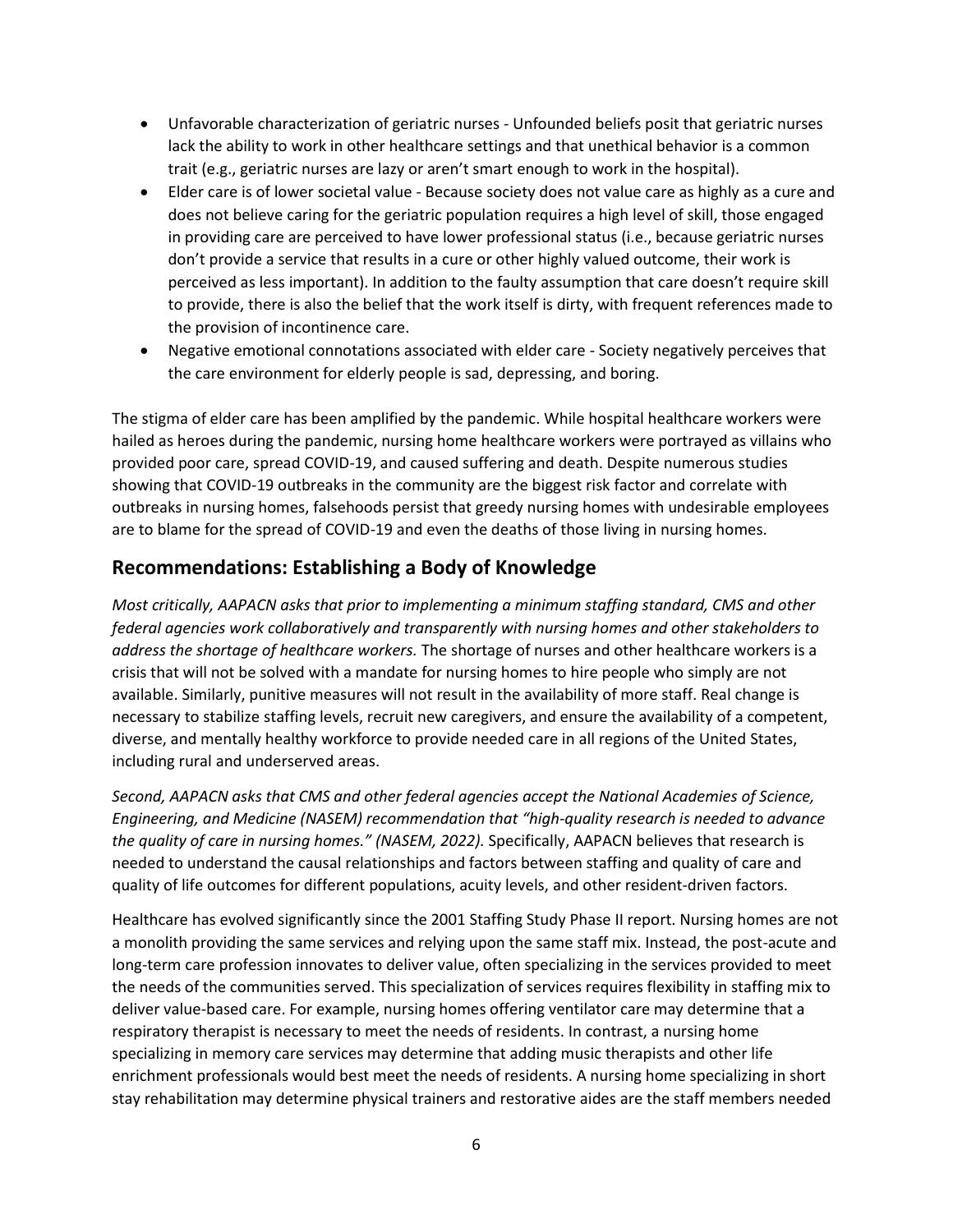- Unfavorable characterization of geriatric nurses - Unfounded beliefs posit that geriatric nurses lack the ability to work in other healthcare settings and that unethical behavior is a common trait (e.g., geriatric nurses are lazy or aren't smart enough to work in the hospital).
- Elder care is of lower societal value - Because society does not value care as highly as a cure and does not believe caring for the geriatric population requires a high level of skill, those engaged in providing care are perceived to have lower professional status (i.e., because geriatric nurses don't provide a service that results in a cure or other highly valued outcome, their work is perceived as less important). In addition to the faulty assumption that care doesn't require skill to provide, there is also the belief that the work itself is dirty, with frequent references made to the provision of incontinence care.
- Negative emotional connotations associated with elder care - Society negatively perceives that the care environment for elderly people is sad, depressing, and boring.

The stigma of elder care has been amplified by the pandemic. While hospital healthcare workers were hailed as heroes during the pandemic, nursing home healthcare workers were portrayed as villains who provided poor care, spread COVID-19, and caused suffering and death. Despite numerous studies showing that COVID-19 outbreaks in the community are the biggest risk factor and correlate with outbreaks in nursing homes, falsehoods persist that greedy nursing homes with undesirable employees are to blame for the spread of COVID-19 and even the deaths of those living in nursing homes.

## Recommendations: Establishing a Body of Knowledge

*Most critically, AAPACN asks that prior to implementing a minimum staffing standard, CMS and other federal agencies work collaboratively and transparently with nursing homes and other stakeholders to address the shortage of healthcare workers.* The shortage of nurses and other healthcare workers is a crisis that will not be solved with a mandate for nursing homes to hire people who simply are not available. Similarly, punitive measures will not result in the availability of more staff. Real change is necessary to stabilize staffing levels, recruit new caregivers, and ensure the availability of a competent, diverse, and mentally healthy workforce to provide needed care in all regions of the United States, including rural and underserved areas.

*Second, AAPACN asks that CMS and other federal agencies accept the National Academies of Science, Engineering, and Medicine (NASEM) recommendation that "high-quality research is needed to advance the quality of care in nursing homes." (NASEM, 2022).* Specifically, AAPACN believes that research is needed to understand the causal relationships and factors between staffing and quality of care and quality of life outcomes for different populations, acuity levels, and other resident-driven factors.

Healthcare has evolved significantly since the 2001 Staffing Study Phase II report. Nursing homes are not a monolith providing the same services and relying upon the same staff mix. Instead, the post-acute and long-term care profession innovates to deliver value, often specializing in the services provided to meet the needs of the communities served. This specialization of services requires flexibility in staffing mix to deliver value-based care. For example, nursing homes offering ventilator care may determine that a respiratory therapist is necessary to meet the needs of residents. In contrast, a nursing home specializing in memory care services may determine that adding music therapists and other life enrichment professionals would best meet the needs of residents. A nursing home specializing in short stay rehabilitation may determine physical trainers and restorative aides are the staff members needed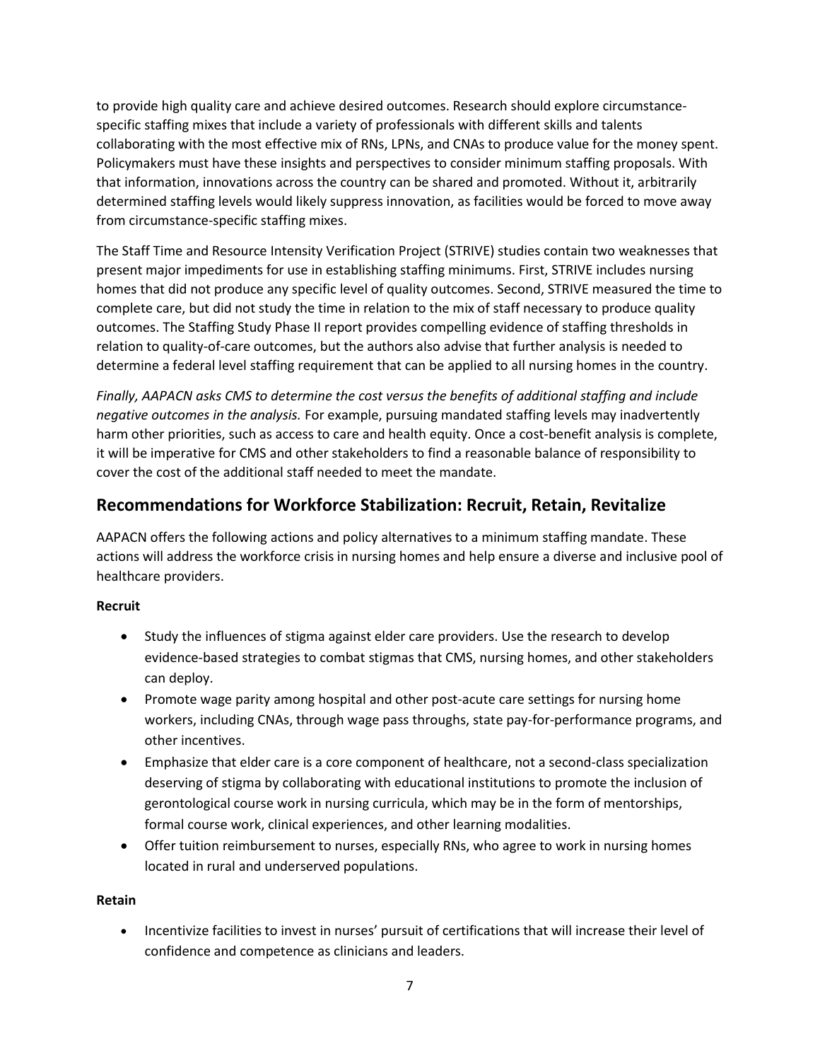to provide high quality care and achieve desired outcomes. Research should explore circumstance-specific staffing mixes that include a variety of professionals with different skills and talents collaborating with the most effective mix of RNs, LPNs, and CNAs to produce value for the money spent. Policymakers must have these insights and perspectives to consider minimum staffing proposals. With that information, innovations across the country can be shared and promoted. Without it, arbitrarily determined staffing levels would likely suppress innovation, as facilities would be forced to move away from circumstance-specific staffing mixes.

The Staff Time and Resource Intensity Verification Project (STRIVE) studies contain two weaknesses that present major impediments for use in establishing staffing minimums. First, STRIVE includes nursing homes that did not produce any specific level of quality outcomes. Second, STRIVE measured the time to complete care, but did not study the time in relation to the mix of staff necessary to produce quality outcomes. The Staffing Study Phase II report provides compelling evidence of staffing thresholds in relation to quality-of-care outcomes, but the authors also advise that further analysis is needed to determine a federal level staffing requirement that can be applied to all nursing homes in the country.

*Finally, AAPACN asks CMS to determine the cost versus the benefits of additional staffing and include negative outcomes in the analysis.* For example, pursuing mandated staffing levels may inadvertently harm other priorities, such as access to care and health equity. Once a cost-benefit analysis is complete, it will be imperative for CMS and other stakeholders to find a reasonable balance of responsibility to cover the cost of the additional staff needed to meet the mandate.

## Recommendations for Workforce Stabilization: Recruit, Retain, Revitalize

AAPACN offers the following actions and policy alternatives to a minimum staffing mandate. These actions will address the workforce crisis in nursing homes and help ensure a diverse and inclusive pool of healthcare providers.

**Recruit**

- Study the influences of stigma against elder care providers. Use the research to develop evidence-based strategies to combat stigmas that CMS, nursing homes, and other stakeholders can deploy.
- Promote wage parity among hospital and other post-acute care settings for nursing home workers, including CNAs, through wage pass throughs, state pay-for-performance programs, and other incentives.
- Emphasize that elder care is a core component of healthcare, not a second-class specialization deserving of stigma by collaborating with educational institutions to promote the inclusion of gerontological course work in nursing curricula, which may be in the form of mentorships, formal course work, clinical experiences, and other learning modalities.
- Offer tuition reimbursement to nurses, especially RNs, who agree to work in nursing homes located in rural and underserved populations.

**Retain**

- Incentivize facilities to invest in nurses' pursuit of certifications that will increase their level of confidence and competence as clinicians and leaders.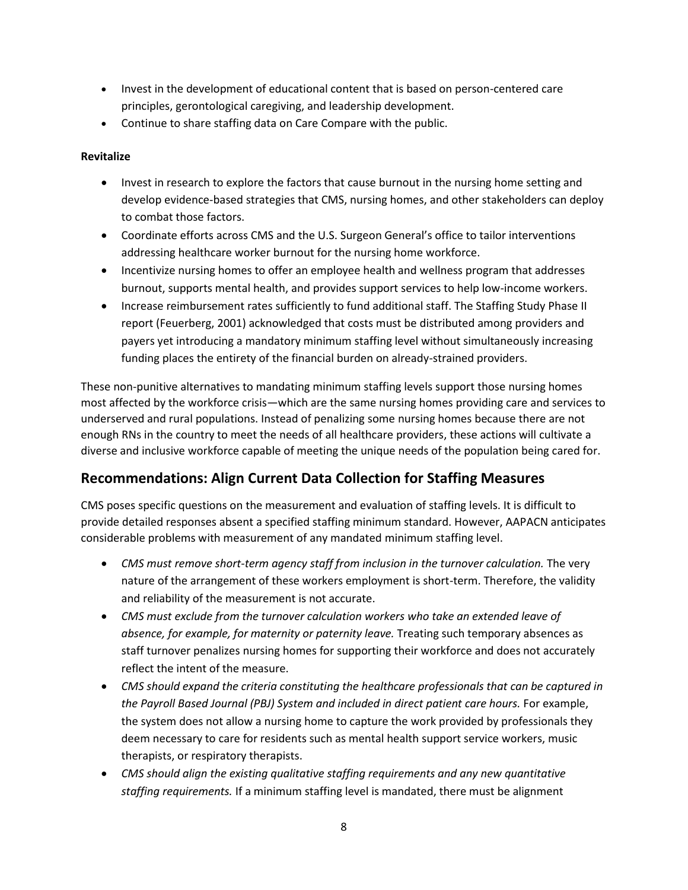- Invest in the development of educational content that is based on person-centered care principles, gerontological caregiving, and leadership development.
- Continue to share staffing data on Care Compare with the public.

**Revitalize**

- Invest in research to explore the factors that cause burnout in the nursing home setting and develop evidence-based strategies that CMS, nursing homes, and other stakeholders can deploy to combat those factors.
- Coordinate efforts across CMS and the U.S. Surgeon General's office to tailor interventions addressing healthcare worker burnout for the nursing home workforce.
- Incentivize nursing homes to offer an employee health and wellness program that addresses burnout, supports mental health, and provides support services to help low-income workers.
- Increase reimbursement rates sufficiently to fund additional staff. The Staffing Study Phase II report (Feuerberg, 2001) acknowledged that costs must be distributed among providers and payers yet introducing a mandatory minimum staffing level without simultaneously increasing funding places the entirety of the financial burden on already-strained providers.

These non-punitive alternatives to mandating minimum staffing levels support those nursing homes most affected by the workforce crisis—which are the same nursing homes providing care and services to underserved and rural populations. Instead of penalizing some nursing homes because there are not enough RNs in the country to meet the needs of all healthcare providers, these actions will cultivate a diverse and inclusive workforce capable of meeting the unique needs of the population being cared for.

## Recommendations: Align Current Data Collection for Staffing Measures

CMS poses specific questions on the measurement and evaluation of staffing levels. It is difficult to provide detailed responses absent a specified staffing minimum standard. However, AAPACN anticipates considerable problems with measurement of any mandated minimum staffing level.

- *CMS must remove short-term agency staff from inclusion in the turnover calculation.* The very nature of the arrangement of these workers employment is short-term. Therefore, the validity and reliability of the measurement is not accurate.
- *CMS must exclude from the turnover calculation workers who take an extended leave of absence, for example, for maternity or paternity leave.* Treating such temporary absences as staff turnover penalizes nursing homes for supporting their workforce and does not accurately reflect the intent of the measure.
- *CMS should expand the criteria constituting the healthcare professionals that can be captured in the Payroll Based Journal (PBJ) System and included in direct patient care hours.* For example, the system does not allow a nursing home to capture the work provided by professionals they deem necessary to care for residents such as mental health support service workers, music therapists, or respiratory therapists.
- *CMS should align the existing qualitative staffing requirements and any new quantitative staffing requirements.* If a minimum staffing level is mandated, there must be alignment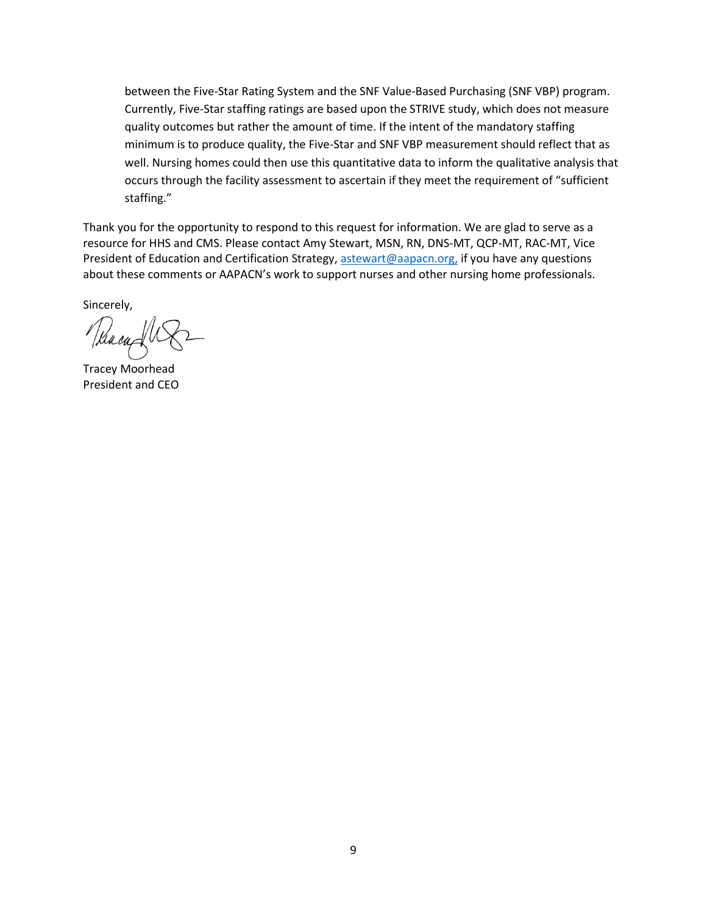between the Five-Star Rating System and the SNF Value-Based Purchasing (SNF VBP) program. Currently, Five-Star staffing ratings are based upon the STRIVE study, which does not measure quality outcomes but rather the amount of time. If the intent of the mandatory staffing minimum is to produce quality, the Five-Star and SNF VBP measurement should reflect that as well. Nursing homes could then use this quantitative data to inform the qualitative analysis that occurs through the facility assessment to ascertain if they meet the requirement of "sufficient staffing."

Thank you for the opportunity to respond to this request for information. We are glad to serve as a resource for HHS and CMS. Please contact Amy Stewart, MSN, RN, DNS-MT, QCP-MT, RAC-MT, Vice President of Education and Certification Strategy, astewart@aapacn.org, if you have any questions about these comments or AAPACN's work to support nurses and other nursing home professionals.

Sincerely,

Tracey Moorhead
President and CEO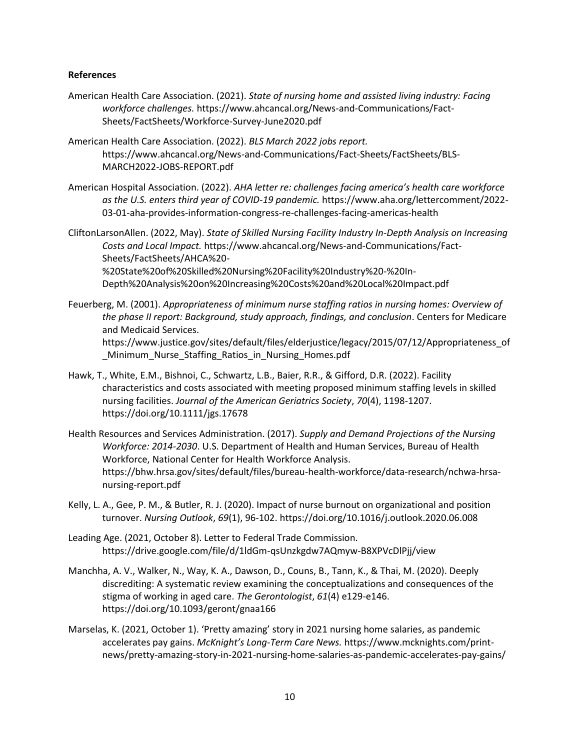**References**

American Health Care Association. (2021). *State of nursing home and assisted living industry: Facing workforce challenges.* https://www.ahcancal.org/News-and-Communications/Fact-Sheets/FactSheets/Workforce-Survey-June2020.pdf

American Health Care Association. (2022). *BLS March 2022 jobs report.* https://www.ahcancal.org/News-and-Communications/Fact-Sheets/FactSheets/BLS-MARCH2022-JOBS-REPORT.pdf

American Hospital Association. (2022). *AHA letter re: challenges facing america's health care workforce as the U.S. enters third year of COVID-19 pandemic.* https://www.aha.org/lettercomment/2022-03-01-aha-provides-information-congress-re-challenges-facing-americas-health

CliftonLarsonAllen. (2022, May). *State of Skilled Nursing Facility Industry In-Depth Analysis on Increasing Costs and Local Impact.* https://www.ahcancal.org/News-and-Communications/Fact-Sheets/FactSheets/AHCA%20-%20State%20of%20Skilled%20Nursing%20Facility%20Industry%20-%20In-Depth%20Analysis%20on%20Increasing%20Costs%20and%20Local%20Impact.pdf

Feuerberg, M. (2001). *Appropriateness of minimum nurse staffing ratios in nursing homes: Overview of the phase II report: Background, study approach, findings, and conclusion*. Centers for Medicare and Medicaid Services. https://www.justice.gov/sites/default/files/elderjustice/legacy/2015/07/12/Appropriateness_of_Minimum_Nurse_Staffing_Ratios_in_Nursing_Homes.pdf

Hawk, T., White, E.M., Bishnoi, C., Schwartz, L.B., Baier, R.R., & Gifford, D.R. (2022). Facility characteristics and costs associated with meeting proposed minimum staffing levels in skilled nursing facilities. *Journal of the American Geriatrics Society*, *70*(4), 1198-1207. https://doi.org/10.1111/jgs.17678

Health Resources and Services Administration. (2017). *Supply and Demand Projections of the Nursing Workforce: 2014-2030*. U.S. Department of Health and Human Services, Bureau of Health Workforce, National Center for Health Workforce Analysis. https://bhw.hrsa.gov/sites/default/files/bureau-health-workforce/data-research/nchwa-hrsa-nursing-report.pdf

Kelly, L. A., Gee, P. M., & Butler, R. J. (2020). Impact of nurse burnout on organizational and position turnover. *Nursing Outlook*, *69*(1), 96-102. https://doi.org/10.1016/j.outlook.2020.06.008

Leading Age. (2021, October 8). Letter to Federal Trade Commission. https://drive.google.com/file/d/1ldGm-qsUnzkgdw7AQmyw-B8XPVcDlPjj/view

Manchha, A. V., Walker, N., Way, K. A., Dawson, D., Couns, B., Tann, K., & Thai, M. (2020). Deeply discrediting: A systematic review examining the conceptualizations and consequences of the stigma of working in aged care. *The Gerontologist*, *61*(4) e129-e146. https://doi.org/10.1093/geront/gnaa166

Marselas, K. (2021, October 1). 'Pretty amazing' story in 2021 nursing home salaries, as pandemic accelerates pay gains. *McKnight's Long-Term Care News.* https://www.mcknights.com/print-news/pretty-amazing-story-in-2021-nursing-home-salaries-as-pandemic-accelerates-pay-gains/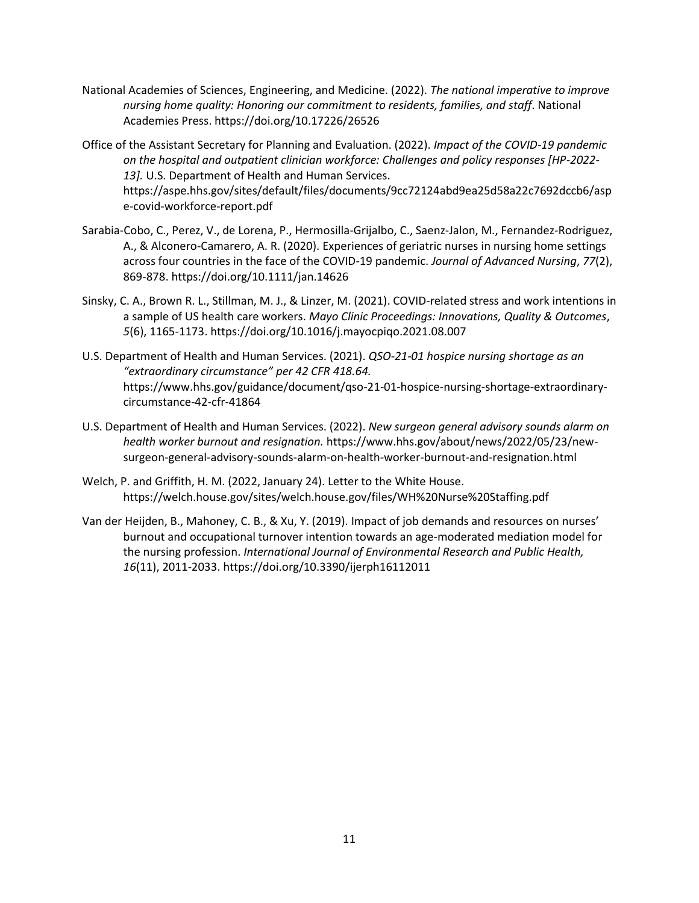National Academies of Sciences, Engineering, and Medicine. (2022). *The national imperative to improve nursing home quality: Honoring our commitment to residents, families, and staff*. National Academies Press. https://doi.org/10.17226/26526

Office of the Assistant Secretary for Planning and Evaluation. (2022). *Impact of the COVID-19 pandemic on the hospital and outpatient clinician workforce: Challenges and policy responses [HP-2022-13].* U.S. Department of Health and Human Services. https://aspe.hhs.gov/sites/default/files/documents/9cc72124abd9ea25d58a22c7692dccb6/aspe-covid-workforce-report.pdf

Sarabia-Cobo, C., Perez, V., de Lorena, P., Hermosilla-Grijalbo, C., Saenz-Jalon, M., Fernandez-Rodriguez, A., & Alconero-Camarero, A. R. (2020). Experiences of geriatric nurses in nursing home settings across four countries in the face of the COVID-19 pandemic. *Journal of Advanced Nursing*, *77*(2), 869-878. https://doi.org/10.1111/jan.14626

Sinsky, C. A., Brown R. L., Stillman, M. J., & Linzer, M. (2021). COVID-related stress and work intentions in a sample of US health care workers. *Mayo Clinic Proceedings: Innovations, Quality & Outcomes*, *5*(6), 1165-1173. https://doi.org/10.1016/j.mayocpiqo.2021.08.007

U.S. Department of Health and Human Services. (2021). *QSO-21-01 hospice nursing shortage as an "extraordinary circumstance" per 42 CFR 418.64.* https://www.hhs.gov/guidance/document/qso-21-01-hospice-nursing-shortage-extraordinary-circumstance-42-cfr-41864

U.S. Department of Health and Human Services. (2022). *New surgeon general advisory sounds alarm on health worker burnout and resignation.* https://www.hhs.gov/about/news/2022/05/23/new-surgeon-general-advisory-sounds-alarm-on-health-worker-burnout-and-resignation.html

Welch, P. and Griffith, H. M. (2022, January 24). Letter to the White House. https://welch.house.gov/sites/welch.house.gov/files/WH%20Nurse%20Staffing.pdf

Van der Heijden, B., Mahoney, C. B., & Xu, Y. (2019). Impact of job demands and resources on nurses' burnout and occupational turnover intention towards an age-moderated mediation model for the nursing profession. *International Journal of Environmental Research and Public Health, 16*(11), 2011-2033. https://doi.org/10.3390/ijerph16112011